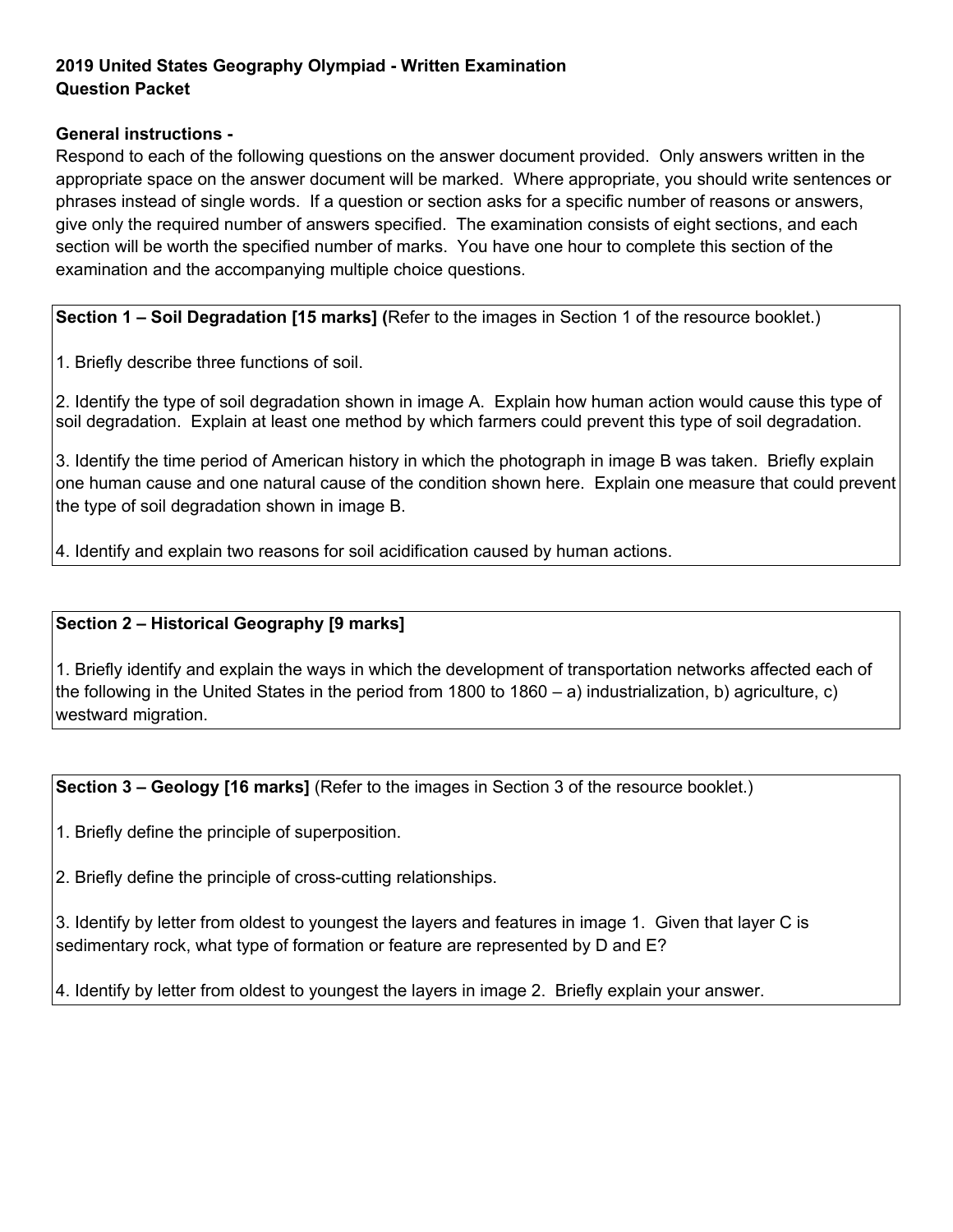**2019 United States Geography Olympiad - Written Examination**
**Question Packet**

**General instructions -**
Respond to each of the following questions on the answer document provided. Only answers written in the appropriate space on the answer document will be marked. Where appropriate, you should write sentences or phrases instead of single words. If a question or section asks for a specific number of reasons or answers, give only the required number of answers specified. The examination consists of eight sections, and each section will be worth the specified number of marks. You have one hour to complete this section of the examination and the accompanying multiple choice questions.

**Section 1 – Soil Degradation [15 marks] (**Refer to the images in Section 1 of the resource booklet.)

1. Briefly describe three functions of soil.

2. Identify the type of soil degradation shown in image A. Explain how human action would cause this type of soil degradation. Explain at least one method by which farmers could prevent this type of soil degradation.

3. Identify the time period of American history in which the photograph in image B was taken. Briefly explain one human cause and one natural cause of the condition shown here. Explain one measure that could prevent the type of soil degradation shown in image B.

4. Identify and explain two reasons for soil acidification caused by human actions.

**Section 2 – Historical Geography [9 marks]**

1. Briefly identify and explain the ways in which the development of transportation networks affected each of the following in the United States in the period from 1800 to 1860 – a) industrialization, b) agriculture, c) westward migration.

**Section 3 – Geology [16 marks]** (Refer to the images in Section 3 of the resource booklet.)

1. Briefly define the principle of superposition.

2. Briefly define the principle of cross-cutting relationships.

3. Identify by letter from oldest to youngest the layers and features in image 1. Given that layer C is sedimentary rock, what type of formation or feature are represented by D and E?

4. Identify by letter from oldest to youngest the layers in image 2. Briefly explain your answer.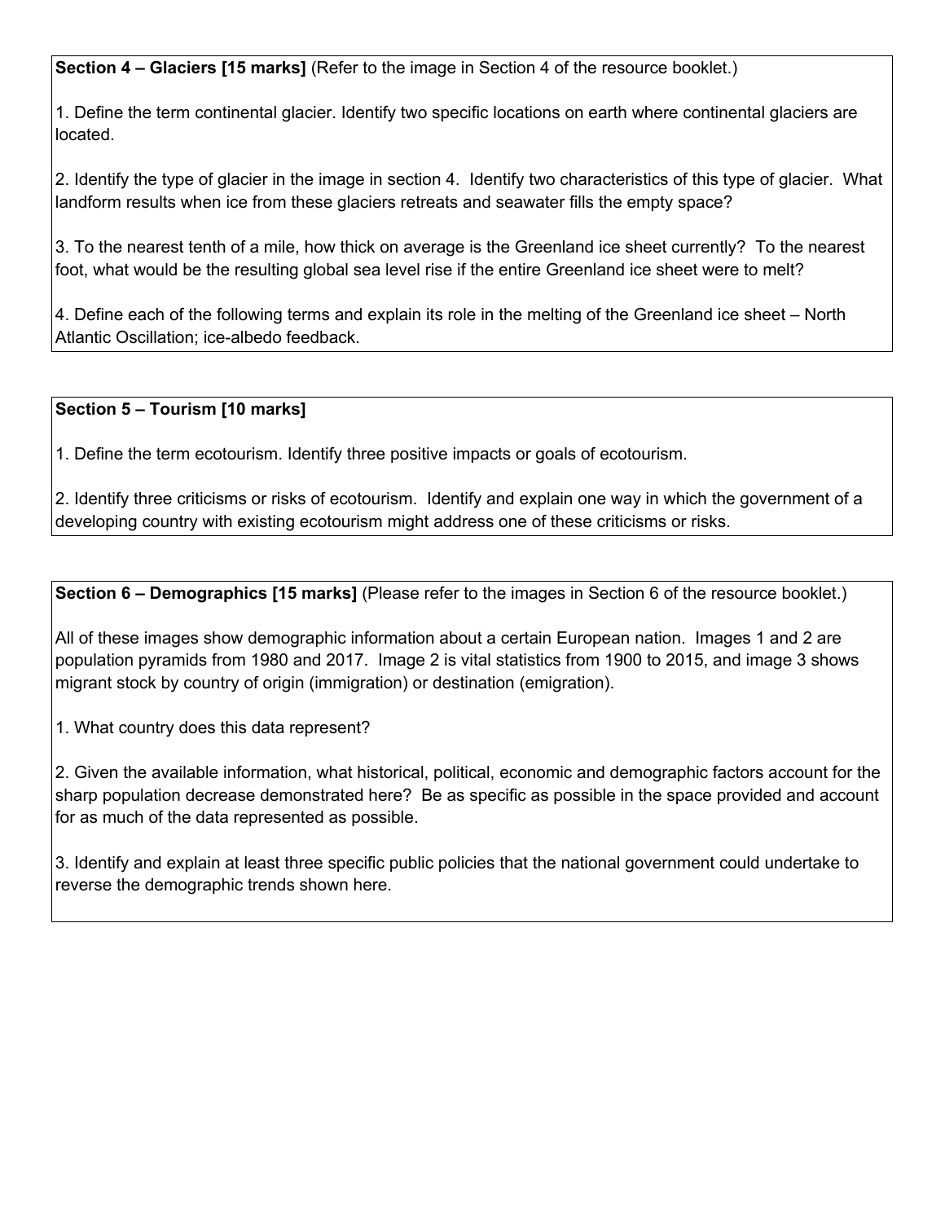**Section 4 – Glaciers [15 marks]** (Refer to the image in Section 4 of the resource booklet.)

1. Define the term continental glacier. Identify two specific locations on earth where continental glaciers are located.

2. Identify the type of glacier in the image in section 4. Identify two characteristics of this type of glacier. What landform results when ice from these glaciers retreats and seawater fills the empty space?

3. To the nearest tenth of a mile, how thick on average is the Greenland ice sheet currently? To the nearest foot, what would be the resulting global sea level rise if the entire Greenland ice sheet were to melt?

4. Define each of the following terms and explain its role in the melting of the Greenland ice sheet – North Atlantic Oscillation; ice-albedo feedback.

**Section 5 – Tourism [10 marks]**

1. Define the term ecotourism. Identify three positive impacts or goals of ecotourism.

2. Identify three criticisms or risks of ecotourism. Identify and explain one way in which the government of a developing country with existing ecotourism might address one of these criticisms or risks.

**Section 6 – Demographics [15 marks]** (Please refer to the images in Section 6 of the resource booklet.)

All of these images show demographic information about a certain European nation. Images 1 and 2 are population pyramids from 1980 and 2017. Image 2 is vital statistics from 1900 to 2015, and image 3 shows migrant stock by country of origin (immigration) or destination (emigration).

1. What country does this data represent?

2. Given the available information, what historical, political, economic and demographic factors account for the sharp population decrease demonstrated here? Be as specific as possible in the space provided and account for as much of the data represented as possible.

3. Identify and explain at least three specific public policies that the national government could undertake to reverse the demographic trends shown here.